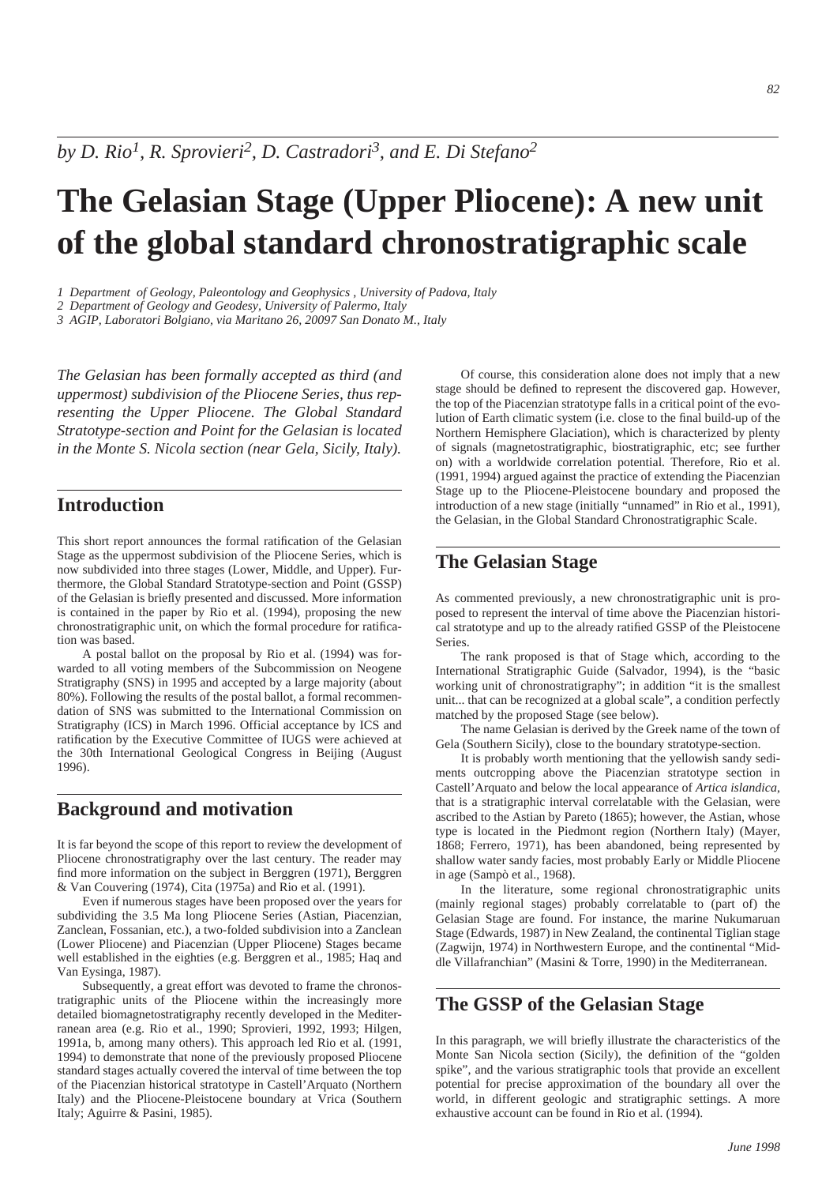*by D. Rio[1], R. Sprovieri[2], D. Castradori[3], and E. Di Stefano[2]*

# The Gelasian Stage (Upper Pliocene): A new unit of the global standard chronostratigraphic scale

*1 Department of Geology, Paleontology and Geophysics , University of Padova, Italy*
*2 Department of Geology and Geodesy, University of Palermo, Italy*
*3 AGIP, Laboratori Bolgiano, via Maritano 26, 20097 San Donato M., Italy*

*The Gelasian has been formally accepted as third (and uppermost) subdivision of the Pliocene Series, thus representing the Upper Pliocene. The Global Standard Stratotype-section and Point for the Gelasian is located in the Monte S. Nicola section (near Gela, Sicily, Italy).*

## Introduction

This short report announces the formal ratification of the Gelasian Stage as the uppermost subdivision of the Pliocene Series, which is now subdivided into three stages (Lower, Middle, and Upper). Furthermore, the Global Standard Stratotype-section and Point (GSSP) of the Gelasian is briefly presented and discussed. More information is contained in the paper by Rio et al. (1994), proposing the new chronostratigraphic unit, on which the formal procedure for ratification was based.

A postal ballot on the proposal by Rio et al. (1994) was forwarded to all voting members of the Subcommission on Neogene Stratigraphy (SNS) in 1995 and accepted by a large majority (about 80%). Following the results of the postal ballot, a formal recommendation of SNS was submitted to the International Commission on Stratigraphy (ICS) in March 1996. Official acceptance by ICS and ratification by the Executive Committee of IUGS were achieved at the 30th International Geological Congress in Beijing (August 1996).

## Background and motivation

It is far beyond the scope of this report to review the development of Pliocene chronostratigraphy over the last century. The reader may find more information on the subject in Berggren (1971), Berggren & Van Couvering (1974), Cita (1975a) and Rio et al. (1991).

Even if numerous stages have been proposed over the years for subdividing the 3.5 Ma long Pliocene Series (Astian, Piacenzian, Zanclean, Fossanian, etc.), a two-folded subdivision into a Zanclean (Lower Pliocene) and Piacenzian (Upper Pliocene) Stages became well established in the eighties (e.g. Berggren et al., 1985; Haq and Van Eysinga, 1987).

Subsequently, a great effort was devoted to frame the chronostratigraphic units of the Pliocene within the increasingly more detailed biomagnetostratigraphy recently developed in the Mediterranean area (e.g. Rio et al., 1990; Sprovieri, 1992, 1993; Hilgen, 1991a, b, among many others). This approach led Rio et al. (1991, 1994) to demonstrate that none of the previously proposed Pliocene standard stages actually covered the interval of time between the top of the Piacenzian historical stratotype in Castell'Arquato (Northern Italy) and the Pliocene-Pleistocene boundary at Vrica (Southern Italy; Aguirre & Pasini, 1985).

Of course, this consideration alone does not imply that a new stage should be defined to represent the discovered gap. However, the top of the Piacenzian stratotype falls in a critical point of the evolution of Earth climatic system (i.e. close to the final build-up of the Northern Hemisphere Glaciation), which is characterized by plenty of signals (magnetostratigraphic, biostratigraphic, etc; see further on) with a worldwide correlation potential. Therefore, Rio et al. (1991, 1994) argued against the practice of extending the Piacenzian Stage up to the Pliocene-Pleistocene boundary and proposed the introduction of a new stage (initially "unnamed" in Rio et al., 1991), the Gelasian, in the Global Standard Chronostratigraphic Scale.

## The Gelasian Stage

As commented previously, a new chronostratigraphic unit is proposed to represent the interval of time above the Piacenzian historical stratotype and up to the already ratified GSSP of the Pleistocene Series.

The rank proposed is that of Stage which, according to the International Stratigraphic Guide (Salvador, 1994), is the "basic working unit of chronostratigraphy"; in addition "it is the smallest unit... that can be recognized at a global scale", a condition perfectly matched by the proposed Stage (see below).

The name Gelasian is derived by the Greek name of the town of Gela (Southern Sicily), close to the boundary stratotype-section.

It is probably worth mentioning that the yellowish sandy sediments outcropping above the Piacenzian stratotype section in Castell'Arquato and below the local appearance of *Artica islandica*, that is a stratigraphic interval correlatable with the Gelasian, were ascribed to the Astian by Pareto (1865); however, the Astian, whose type is located in the Piedmont region (Northern Italy) (Mayer, 1868; Ferrero, 1971), has been abandoned, being represented by shallow water sandy facies, most probably Early or Middle Pliocene in age (Sampò et al., 1968).

In the literature, some regional chronostratigraphic units (mainly regional stages) probably correlatable to (part of) the Gelasian Stage are found. For instance, the marine Nukumaruan Stage (Edwards, 1987) in New Zealand, the continental Tiglian stage (Zagwijn, 1974) in Northwestern Europe, and the continental "Middle Villafranchian" (Masini & Torre, 1990) in the Mediterranean.

## The GSSP of the Gelasian Stage

In this paragraph, we will briefly illustrate the characteristics of the Monte San Nicola section (Sicily), the definition of the "golden spike", and the various stratigraphic tools that provide an excellent potential for precise approximation of the boundary all over the world, in different geologic and stratigraphic settings. A more exhaustive account can be found in Rio et al. (1994).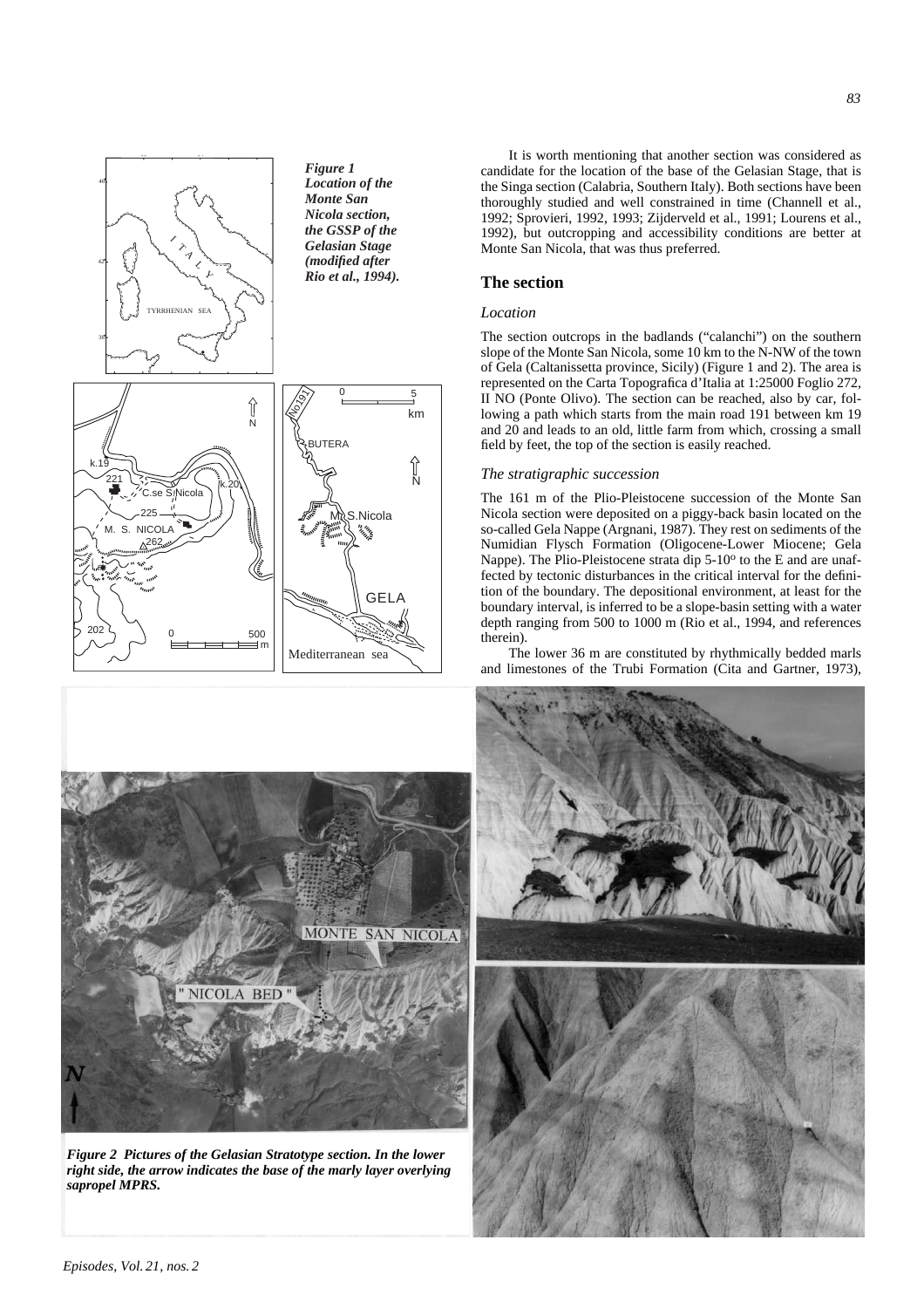*Figure 1 Location of the Monte San Nicola section, the GSSP of the Gelasian Stage (modified after Rio et al., 1994).*

It is worth mentioning that another section was considered as candidate for the location of the base of the Gelasian Stage, that is the Singa section (Calabria, Southern Italy). Both sections have been thoroughly studied and well constrained in time (Channell et al., 1992; Sprovieri, 1992, 1993; Zijderveld et al., 1991; Lourens et al., 1992), but outcropping and accessibility conditions are better at Monte San Nicola, that was thus preferred.

## The section

### Location

The section outcrops in the badlands ("calanchi") on the southern slope of the Monte San Nicola, some 10 km to the N-NW of the town of Gela (Caltanissetta province, Sicily) (Figure 1 and 2). The area is represented on the Carta Topografica d'Italia at 1:25000 Foglio 272, II NO (Ponte Olivo). The section can be reached, also by car, following a path which starts from the main road 191 between km 19 and 20 and leads to an old, little farm from which, crossing a small field by feet, the top of the section is easily reached.

### The stratigraphic succession

The 161 m of the Plio-Pleistocene succession of the Monte San Nicola section were deposited on a piggy-back basin located on the so-called Gela Nappe (Argnani, 1987). They rest on sediments of the Numidian Flysch Formation (Oligocene-Lower Miocene; Gela Nappe). The Plio-Pleistocene strata dip 5-10° to the E and are unaffected by tectonic disturbances in the critical interval for the definition of the boundary. The depositional environment, at least for the boundary interval, is inferred to be a slope-basin setting with a water depth ranging from 500 to 1000 m (Rio et al., 1994, and references therein).

The lower 36 m are constituted by rhythmically bedded marls and limestones of the Trubi Formation (Cita and Gartner, 1973),

*Figure 2 Pictures of the Gelasian Stratotype section. In the lower right side, the arrow indicates the base of the marly layer overlying sapropel MPRS.*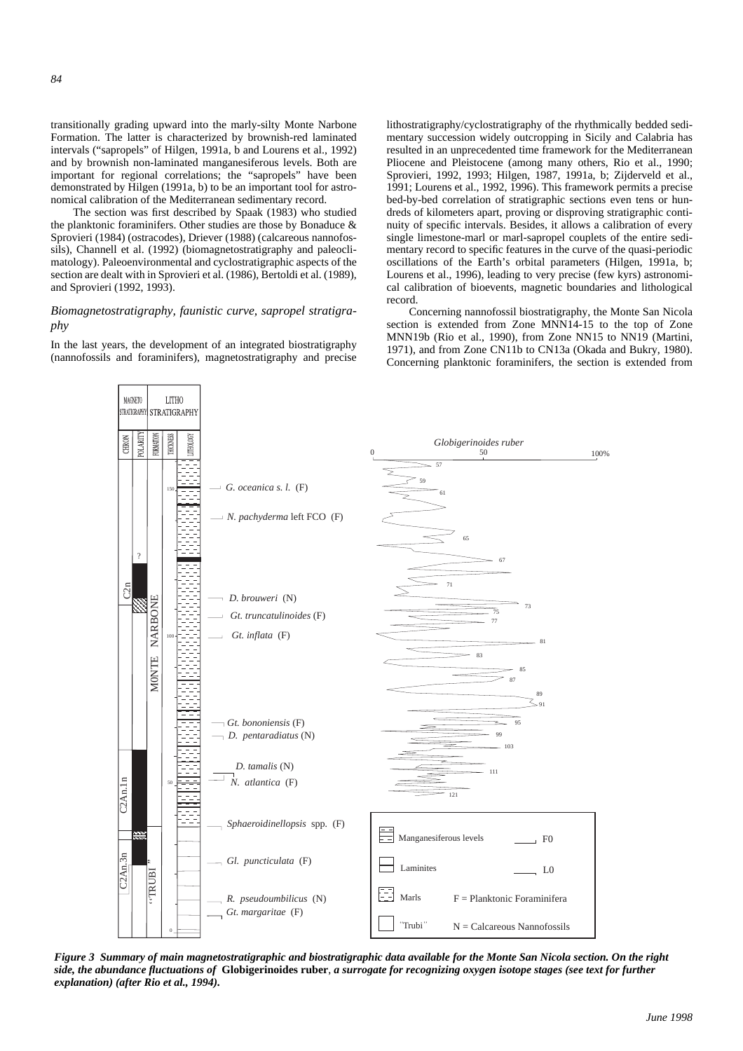transitionally grading upward into the marly-silty Monte Narbone Formation. The latter is characterized by brownish-red laminated intervals ("sapropels" of Hilgen, 1991a, b and Lourens et al., 1992) and by brownish non-laminated manganesiferous levels. Both are important for regional correlations; the "sapropels" have been demonstrated by Hilgen (1991a, b) to be an important tool for astronomical calibration of the Mediterranean sedimentary record.

The section was first described by Spaak (1983) who studied the planktonic foraminifers. Other studies are those by Bonaduce & Sprovieri (1984) (ostracodes), Driever (1988) (calcareous nannofossils), Channell et al. (1992) (biomagnetostratigraphy and paleoclimatology). Paleoenvironmental and cyclostratigraphic aspects of the section are dealt with in Sprovieri et al. (1986), Bertoldi et al. (1989), and Sprovieri (1992, 1993).

### *Biomagnetostratigraphy, faunistic curve, sapropel stratigraphy*

In the last years, the development of an integrated biostratigraphy (nannofossils and foraminifers), magnetostratigraphy and precise lithostratigraphy/cyclostratigraphy of the rhythmically bedded sedimentary succession widely outcropping in Sicily and Calabria has resulted in an unprecedented time framework for the Mediterranean Pliocene and Pleistocene (among many others, Rio et al., 1990; Sprovieri, 1992, 1993; Hilgen, 1987, 1991a, b; Zijderveld et al., 1991; Lourens et al., 1992, 1996). This framework permits a precise bed-by-bed correlation of stratigraphic sections even tens or hundreds of kilometers apart, proving or disproving stratigraphic continuity of specific intervals. Besides, it allows a calibration of every single limestone-marl or marl-sapropel couplets of the entire sedimentary record to specific features in the curve of the quasi-periodic oscillations of the Earth's orbital parameters (Hilgen, 1991a, b; Lourens et al., 1996), leading to very precise (few kyrs) astronomical calibration of bioevents, magnetic boundaries and lithological record.

Concerning nannofossil biostratigraphy, the Monte San Nicola section is extended from Zone MNN14-15 to the top of Zone MNN19b (Rio et al., 1990), from Zone NN15 to NN19 (Martini, 1971), and from Zone CN11b to CN13a (Okada and Bukry, 1980). Concerning planktonic foraminifers, the section is extended from

***Figure 3 Summary of main magnetostratigraphic and biostratigraphic data available for the Monte San Nicola section. On the right side, the abundance fluctuations of* Globigerinoides ruber*, a surrogate for recognizing oxygen isotope stages (see text for further explanation) (after Rio et al., 1994).***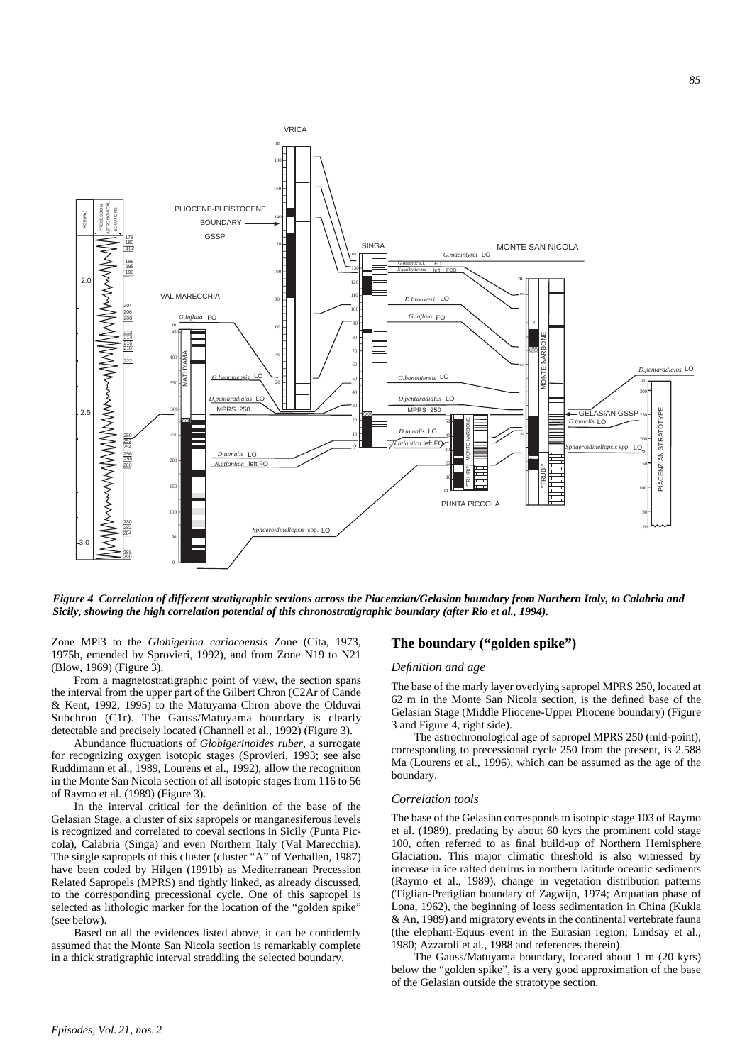*Figure 4 Correlation of different stratigraphic sections across the Piacenzian/Gelasian boundary from Northern Italy, to Calabria and Sicily, showing the high correlation potential of this chronostratigraphic boundary (after Rio et al., 1994).*

Zone MPl3 to the *Globigerina cariacoensis* Zone (Cita, 1973, 1975b, emended by Sprovieri, 1992), and from Zone N19 to N21 (Blow, 1969) (Figure 3).

From a magnetostratigraphic point of view, the section spans the interval from the upper part of the Gilbert Chron (C2Ar of Cande & Kent, 1992, 1995) to the Matuyama Chron above the Olduvai Subchron (C1r). The Gauss/Matuyama boundary is clearly detectable and precisely located (Channell et al., 1992) (Figure 3).

Abundance fluctuations of *Globigerinoides ruber*, a surrogate for recognizing oxygen isotopic stages (Sprovieri, 1993; see also Ruddimann et al., 1989, Lourens et al., 1992), allow the recognition in the Monte San Nicola section of all isotopic stages from 116 to 56 of Raymo et al. (1989) (Figure 3).

In the interval critical for the definition of the base of the Gelasian Stage, a cluster of six sapropels or manganesiferous levels is recognized and correlated to coeval sections in Sicily (Punta Piccola), Calabria (Singa) and even Northern Italy (Val Marecchia). The single sapropels of this cluster (cluster "A" of Verhallen, 1987) have been coded by Hilgen (1991b) as Mediterranean Precession Related Sapropels (MPRS) and tightly linked, as already discussed, to the corresponding precessional cycle. One of this sapropel is selected as lithologic marker for the location of the "golden spike" (see below).

Based on all the evidences listed above, it can be confidently assumed that the Monte San Nicola section is remarkably complete in a thick stratigraphic interval straddling the selected boundary.

## The boundary ("golden spike")

### *Definition and age*

The base of the marly layer overlying sapropel MPRS 250, located at 62 m in the Monte San Nicola section, is the defined base of the Gelasian Stage (Middle Pliocene-Upper Pliocene boundary) (Figure 3 and Figure 4, right side).

The astrochronological age of sapropel MPRS 250 (mid-point), corresponding to precessional cycle 250 from the present, is 2.588 Ma (Lourens et al., 1996), which can be assumed as the age of the boundary.

### *Correlation tools*

The base of the Gelasian corresponds to isotopic stage 103 of Raymo et al. (1989), predating by about 60 kyrs the prominent cold stage 100, often referred to as final build-up of Northern Hemisphere Glaciation. This major climatic threshold is also witnessed by increase in ice rafted detritus in northern latitude oceanic sediments (Raymo et al., 1989), change in vegetation distribution patterns (Tiglian-Pretiglian boundary of Zagwijn, 1974; Arquatian phase of Lona, 1962), the beginning of loess sedimentation in China (Kukla & An, 1989) and migratory events in the continental vertebrate fauna (the elephant-Equus event in the Eurasian region; Lindsay et al., 1980; Azzaroli et al., 1988 and references therein).

The Gauss/Matuyama boundary, located about 1 m (20 kyrs) below the "golden spike", is a very good approximation of the base of the Gelasian outside the stratotype section.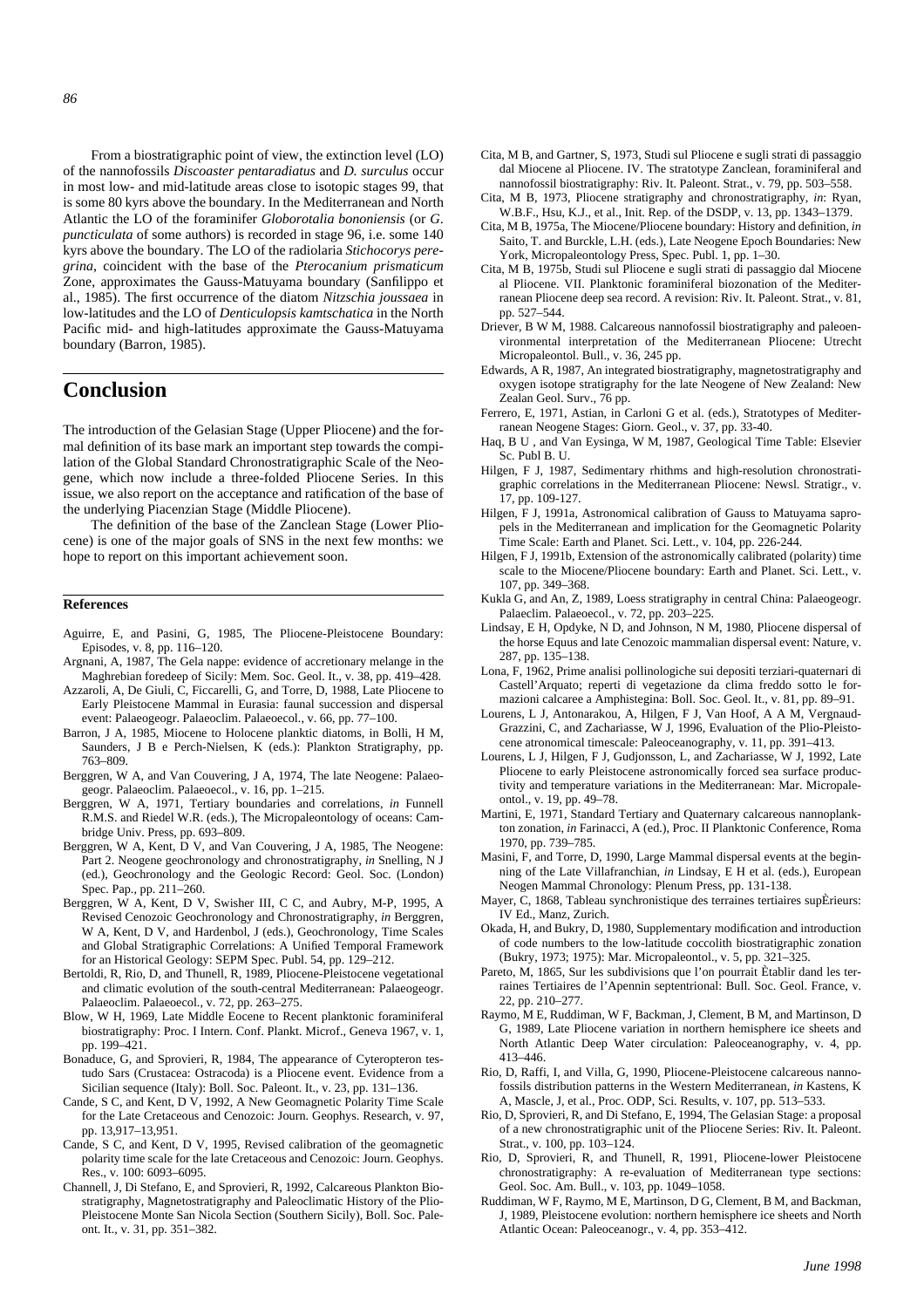From a biostratigraphic point of view, the extinction level (LO) of the nannofossils *Discoaster pentaradiatus* and *D. surculus* occur in most low- and mid-latitude areas close to isotopic stages 99, that is some 80 kyrs above the boundary. In the Mediterranean and North Atlantic the LO of the foraminifer *Globorotalia bononiensis* (or *G. puncticulata* of some authors) is recorded in stage 96, i.e. some 140 kyrs above the boundary. The LO of the radiolaria *Stichocorys peregrina*, coincident with the base of the *Pterocanium prismaticum* Zone, approximates the Gauss-Matuyama boundary (Sanfilippo et al., 1985). The first occurrence of the diatom *Nitzschia joussaea* in low-latitudes and the LO of *Denticulopsis kamtschatica* in the North Pacific mid- and high-latitudes approximate the Gauss-Matuyama boundary (Barron, 1985).

## Conclusion

The introduction of the Gelasian Stage (Upper Pliocene) and the formal definition of its base mark an important step towards the compilation of the Global Standard Chronostratigraphic Scale of the Neogene, which now include a three-folded Pliocene Series. In this issue, we also report on the acceptance and ratification of the base of the underlying Piacenzian Stage (Middle Pliocene).

The definition of the base of the Zanclean Stage (Lower Pliocene) is one of the major goals of SNS in the next few months: we hope to report on this important achievement soon.

### References

Aguirre, E, and Pasini, G, 1985, The Pliocene-Pleistocene Boundary: Episodes, v. 8, pp. 116–120.

Argnani, A, 1987, The Gela nappe: evidence of accretionary melange in the Maghrebian foredeep of Sicily: Mem. Soc. Geol. It., v. 38, pp. 419–428.

Azzaroli, A, De Giuli, C, Ficcarelli, G, and Torre, D, 1988, Late Pliocene to Early Pleistocene Mammal in Eurasia: faunal succession and dispersal event: Palaeogeogr. Palaeoclim. Palaeoecol., v. 66, pp. 77–100.

Barron, J A, 1985, Miocene to Holocene planktic diatoms, in Bolli, H M, Saunders, J B e Perch-Nielsen, K (eds.): Plankton Stratigraphy, pp. 763–809.

Berggren, W A, and Van Couvering, J A, 1974, The late Neogene: Palaeogeogr. Palaeoclim. Palaeoecol., v. 16, pp. 1–215.

Berggren, W A, 1971, Tertiary boundaries and correlations, *in* Funnell R.M.S. and Riedel W.R. (eds.), The Micropaleontology of oceans: Cambridge Univ. Press, pp. 693–809.

Berggren, W A, Kent, D V, and Van Couvering, J A, 1985, The Neogene: Part 2. Neogene geochronology and chronostratigraphy, *in* Snelling, N J (ed.), Geochronology and the Geologic Record: Geol. Soc. (London) Spec. Pap., pp. 211–260.

Berggren, W A, Kent, D V, Swisher III, C C, and Aubry, M-P, 1995, A Revised Cenozoic Geochronology and Chronostratigraphy, *in* Berggren, W A, Kent, D V, and Hardenbol, J (eds.), Geochronology, Time Scales and Global Stratigraphic Correlations: A Unified Temporal Framework for an Historical Geology: SEPM Spec. Publ. 54, pp. 129–212.

Bertoldi, R, Rio, D, and Thunell, R, 1989, Pliocene-Pleistocene vegetational and climatic evolution of the south-central Mediterranean: Palaeogeogr. Palaeoclim. Palaeoecol., v. 72, pp. 263–275.

Blow, W H, 1969, Late Middle Eocene to Recent planktonic foraminiferal biostratigraphy: Proc. I Intern. Conf. Plankt. Microf., Geneva 1967, v. 1, pp. 199–421.

Bonaduce, G, and Sprovieri, R, 1984, The appearance of Cyteropteron testudo Sars (Crustacea: Ostracoda) is a Pliocene event. Evidence from a Sicilian sequence (Italy): Boll. Soc. Paleont. It., v. 23, pp. 131–136.

Cande, S C, and Kent, D V, 1992, A New Geomagnetic Polarity Time Scale for the Late Cretaceous and Cenozoic: Journ. Geophys. Research, v. 97, pp. 13,917–13,951.

Cande, S C, and Kent, D V, 1995, Revised calibration of the geomagnetic polarity time scale for the late Cretaceous and Cenozoic: Journ. Geophys. Res., v. 100: 6093–6095.

Channell, J, Di Stefano, E, and Sprovieri, R, 1992, Calcareous Plankton Biostratigraphy, Magnetostratigraphy and Paleoclimatic History of the Plio-Pleistocene Monte San Nicola Section (Southern Sicily), Boll. Soc. Paleont. It., v. 31, pp. 351–382.

Cita, M B, and Gartner, S, 1973, Studi sul Pliocene e sugli strati di passaggio dal Miocene al Pliocene. IV. The stratotype Zanclean, foraminiferal and nannofossil biostratigraphy: Riv. It. Paleont. Strat., v. 79, pp. 503–558.

Cita, M B, 1973, Pliocene stratigraphy and chronostratigraphy, *in*: Ryan, W.B.F., Hsu, K.J., et al., Init. Rep. of the DSDP, v. 13, pp. 1343–1379.

Cita, M B, 1975a, The Miocene/Pliocene boundary: History and definition, *in* Saito, T. and Burckle, L.H. (eds.), Late Neogene Epoch Boundaries: New York, Micropaleontology Press, Spec. Publ. 1, pp. 1–30.

Cita, M B, 1975b, Studi sul Pliocene e sugli strati di passaggio dal Miocene al Pliocene. VII. Planktonic foraminiferal biozonation of the Mediterranean Pliocene deep sea record. A revision: Riv. It. Paleont. Strat., v. 81, pp. 527–544.

Driever, B W M, 1988. Calcareous nannofossil biostratigraphy and paleoenvironmental interpretation of the Mediterranean Pliocene: Utrecht Micropaleontol. Bull., v. 36, 245 pp.

Edwards, A R, 1987, An integrated biostratigraphy, magnetostratigraphy and oxygen isotope stratigraphy for the late Neogene of New Zealand: New Zealan Geol. Surv., 76 pp.

Ferrero, E, 1971, Astian, in Carloni G et al. (eds.), Stratotypes of Mediterranean Neogene Stages: Giorn. Geol., v. 37, pp. 33-40.

Haq, B U , and Van Eysinga, W M, 1987, Geological Time Table: Elsevier Sc. Publ B. U.

Hilgen, F J, 1987, Sedimentary rhithms and high-resolution chronostratigraphic correlations in the Mediterranean Pliocene: Newsl. Stratigr., v. 17, pp. 109-127.

Hilgen, F J, 1991a, Astronomical calibration of Gauss to Matuyama sapropels in the Mediterranean and implication for the Geomagnetic Polarity Time Scale: Earth and Planet. Sci. Lett., v. 104, pp. 226-244.

Hilgen, F J, 1991b, Extension of the astronomically calibrated (polarity) time scale to the Miocene/Pliocene boundary: Earth and Planet. Sci. Lett., v. 107, pp. 349–368.

Kukla G, and An, Z, 1989, Loess stratigraphy in central China: Palaeogeogr. Palaeclim. Palaeoecol., v. 72, pp. 203–225.

Lindsay, E H, Opdyke, N D, and Johnson, N M, 1980, Pliocene dispersal of the horse Equus and late Cenozoic mammalian dispersal event: Nature, v. 287, pp. 135–138.

Lona, F, 1962, Prime analisi pollinologiche sui depositi terziari-quaternari di Castell'Arquato; reperti di vegetazione da clima freddo sotto le formazioni calcaree a Amphistegina: Boll. Soc. Geol. It., v. 81, pp. 89–91.

Lourens, L J, Antonarakou, A, Hilgen, F J, Van Hoof, A A M, Vergnaud-Grazzini, C, and Zachariasse, W J, 1996, Evaluation of the Plio-Pleistocene atronomical timescale: Paleoceanography, v. 11, pp. 391–413.

Lourens, L J, Hilgen, F J, Gudjonsson, L, and Zachariasse, W J, 1992, Late Pliocene to early Pleistocene astronomically forced sea surface productivity and temperature variations in the Mediterranean: Mar. Micropaleontol., v. 19, pp. 49–78.

Martini, E, 1971, Standard Tertiary and Quaternary calcareous nannoplankton zonation, *in* Farinacci, A (ed.), Proc. II Planktonic Conference, Roma 1970, pp. 739–785.

Masini, F, and Torre, D, 1990, Large Mammal dispersal events at the beginning of the Late Villafranchian, *in* Lindsay, E H et al. (eds.), European Neogen Mammal Chronology: Plenum Press, pp. 131-138.

Mayer, C, 1868, Tableau synchronistique des terraines tertiaires supÈrieurs: IV Ed., Manz, Zurich.

Okada, H, and Bukry, D, 1980, Supplementary modification and introduction of code numbers to the low-latitude coccolith biostratigraphic zonation (Bukry, 1973; 1975): Mar. Micropaleontol., v. 5, pp. 321–325.

Pareto, M, 1865, Sur les subdivisions que l'on pourrait Ètablir dand les terraines Tertiaires de l'Apennin septentrional: Bull. Soc. Geol. France, v. 22, pp. 210–277.

Raymo, M E, Ruddiman, W F, Backman, J, Clement, B M, and Martinson, D G, 1989, Late Pliocene variation in northern hemisphere ice sheets and North Atlantic Deep Water circulation: Paleoceanography, v. 4, pp. 413–446.

Rio, D, Raffi, I, and Villa, G, 1990, Pliocene-Pleistocene calcareous nannofossils distribution patterns in the Western Mediterranean, *in* Kastens, K A, Mascle, J, et al., Proc. ODP, Sci. Results, v. 107, pp. 513–533.

Rio, D, Sprovieri, R, and Di Stefano, E, 1994, The Gelasian Stage: a proposal of a new chronostratigraphic unit of the Pliocene Series: Riv. It. Paleont. Strat., v. 100, pp. 103–124.

Rio, D, Sprovieri, R, and Thunell, R, 1991, Pliocene-lower Pleistocene chronostratigraphy: A re-evaluation of Mediterranean type sections: Geol. Soc. Am. Bull., v. 103, pp. 1049–1058.

Ruddiman, W F, Raymo, M E, Martinson, D G, Clement, B M, and Backman, J, 1989, Pleistocene evolution: northern hemisphere ice sheets and North Atlantic Ocean: Paleoceanogr., v. 4, pp. 353–412.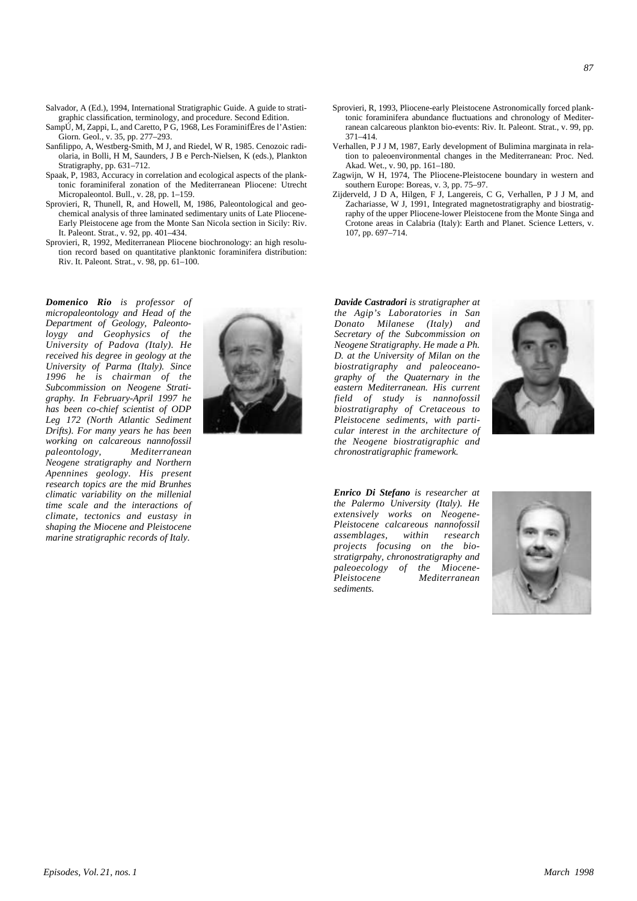Salvador, A (Ed.), 1994, International Stratigraphic Guide. A guide to stratigraphic classification, terminology, and procedure. Second Edition.

SampÚ, M, Zappi, L, and Caretto, P G, 1968, Les ForaminifÈres de l'Astien: Giorn. Geol., v. 35, pp. 277–293.

Sanfilippo, A, Westberg-Smith, M J, and Riedel, W R, 1985. Cenozoic radiolaria, in Bolli, H M, Saunders, J B e Perch-Nielsen, K (eds.), Plankton Stratigraphy, pp. 631–712.

Spaak, P, 1983, Accuracy in correlation and ecological aspects of the planktonic foraminiferal zonation of the Mediterranean Pliocene: Utrecht Micropaleontol. Bull., v. 28, pp. 1–159.

Sprovieri, R, Thunell, R, and Howell, M, 1986, Paleontological and geochemical analysis of three laminated sedimentary units of Late Pliocene-Early Pleistocene age from the Monte San Nicola section in Sicily: Riv. It. Paleont. Strat., v. 92, pp. 401–434.

Sprovieri, R, 1992, Mediterranean Pliocene biochronology: an high resolution record based on quantitative planktonic foraminifera distribution: Riv. It. Paleont. Strat., v. 98, pp. 61–100.

Sprovieri, R, 1993, Pliocene-early Pleistocene Astronomically forced planktonic foraminifera abundance fluctuations and chronology of Mediterranean calcareous plankton bio-events: Riv. It. Paleont. Strat., v. 99, pp. 371–414.

Verhallen, P J J M, 1987, Early development of Bulimina marginata in relation to paleoenvironmental changes in the Mediterranean: Proc. Ned. Akad. Wet., v. 90, pp. 161–180.

Zagwijn, W H, 1974, The Pliocene-Pleistocene boundary in western and southern Europe: Boreas, v. 3, pp. 75–97.

Zijderveld, J D A, Hilgen, F J, Langereis, C G, Verhallen, P J J M, and Zachariasse, W J, 1991, Integrated magnetostratigraphy and biostratigraphy of the upper Pliocene-lower Pleistocene from the Monte Singa and Crotone areas in Calabria (Italy): Earth and Planet. Science Letters, v. 107, pp. 697–714.

***Domenico Rio*** *is professor of micropaleontology and Head of the Department of Geology, Paleontoloygy and Geophysics of the University of Padova (Italy). He received his degree in geology at the University of Parma (Italy). Since 1996 he is chairman of the Subcommission on Neogene Stratigraphy. In February-April 1997 he has been co-chief scientist of ODP Leg 172 (North Atlantic Sediment Drifts). For many years he has been working on calcareous nannofossil paleontology, Mediterranean Neogene stratigraphy and Northern Apennines geology. His present research topics are the mid Brunhes climatic variability on the millenial time scale and the interactions of climate, tectonics and eustasy in shaping the Miocene and Pleistocene marine stratigraphic records of Italy.*

***Davide Castradori*** *is stratigrapher at the Agip's Laboratories in San Donato Milanese (Italy) and Secretary of the Subcommission on Neogene Stratigraphy. He made a Ph. D. at the University of Milan on the biostratigraphy and paleoceanography of the Quaternary in the eastern Mediterranean. His current field of study is nannofossil biostratigraphy of Cretaceous to Pleistocene sediments, with particular interest in the architecture of the Neogene biostratigraphic and chronostratigraphic framework.*

***Enrico Di Stefano*** *is researcher at the Palermo University (Italy). He extensively works on Neogene-Pleistocene calcareous nannofossil assemblages, within research projects focusing on the biostratigrpahy, chronostratigraphy and paleoecology of the Miocene-Pleistocene Mediterranean sediments.*